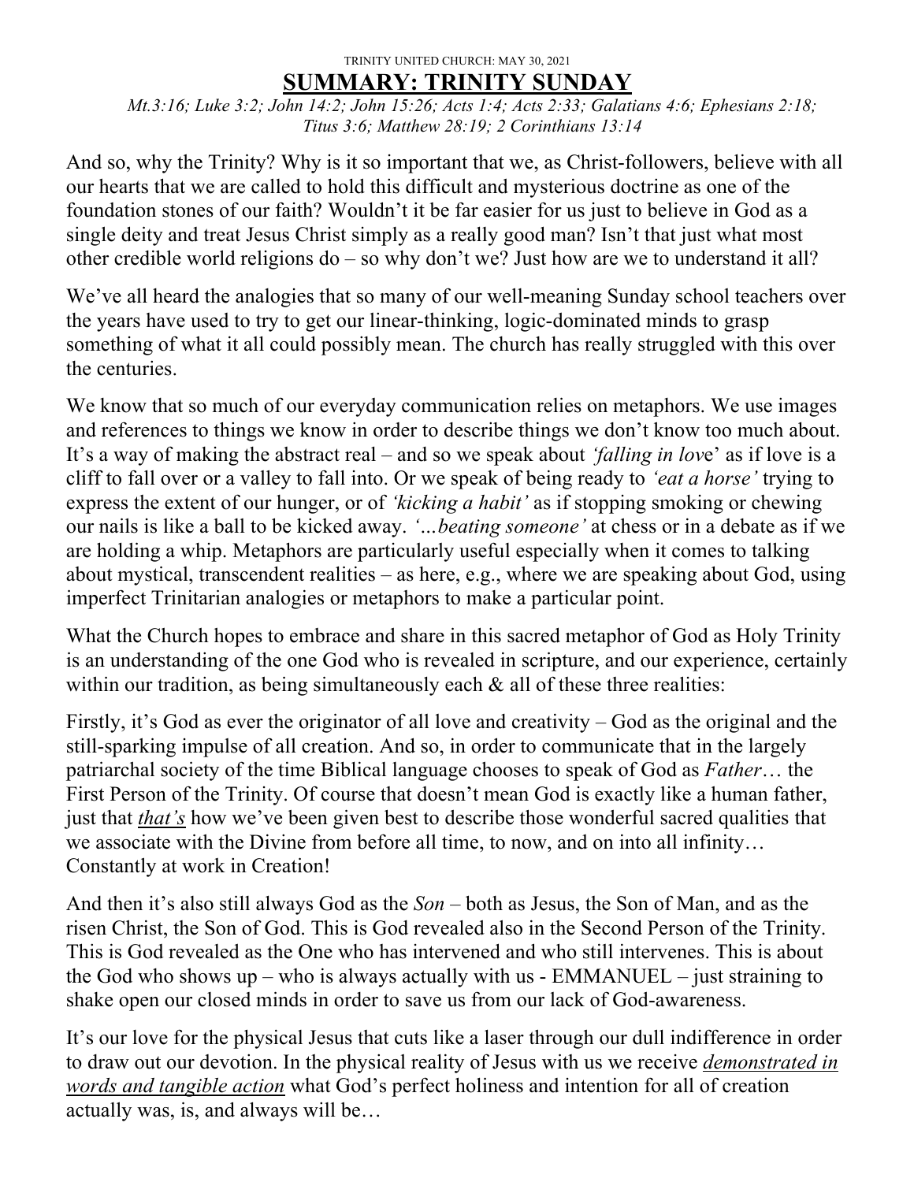TRINITY UNITED CHURCH: MAY 30, 2021

# SUMMARY: TRINITY SUNDAY

*Mt.3:16; Luke 3:2; John 14:2; John 15:26; Acts 1:4; Acts 2:33; Galatians 4:6; Ephesians 2:18; Titus 3:6; Matthew 28:19; 2 Corinthians 13:14*

And so, why the Trinity? Why is it so important that we, as Christ-followers, believe with all our hearts that we are called to hold this difficult and mysterious doctrine as one of the foundation stones of our faith? Wouldn't it be far easier for us just to believe in God as a single deity and treat Jesus Christ simply as a really good man? Isn't that just what most other credible world religions do – so why don't we? Just how are we to understand it all?

We've all heard the analogies that so many of our well-meaning Sunday school teachers over the years have used to try to get our linear-thinking, logic-dominated minds to grasp something of what it all could possibly mean. The church has really struggled with this over the centuries.

We know that so much of our everyday communication relies on metaphors. We use images and references to things we know in order to describe things we don't know too much about. It's a way of making the abstract real – and so we speak about *'falling in lov*e' as if love is a cliff to fall over or a valley to fall into. Or we speak of being ready to *'eat a horse'* trying to express the extent of our hunger, or of *'kicking a habit'* as if stopping smoking or chewing our nails is like a ball to be kicked away. *'…beating someone'* at chess or in a debate as if we are holding a whip. Metaphors are particularly useful especially when it comes to talking about mystical, transcendent realities – as here, e.g., where we are speaking about God, using imperfect Trinitarian analogies or metaphors to make a particular point.

What the Church hopes to embrace and share in this sacred metaphor of God as Holy Trinity is an understanding of the one God who is revealed in scripture, and our experience, certainly within our tradition, as being simultaneously each & all of these three realities:

Firstly, it's God as ever the originator of all love and creativity – God as the original and the still-sparking impulse of all creation. And so, in order to communicate that in the largely patriarchal society of the time Biblical language chooses to speak of God as *Father*… the First Person of the Trinity. Of course that doesn't mean God is exactly like a human father, just that ***that's*** how we've been given best to describe those wonderful sacred qualities that we associate with the Divine from before all time, to now, and on into all infinity… Constantly at work in Creation!

And then it's also still always God as the *Son* – both as Jesus, the Son of Man, and as the risen Christ, the Son of God. This is God revealed also in the Second Person of the Trinity. This is God revealed as the One who has intervened and who still intervenes. This is about the God who shows up – who is always actually with us - EMMANUEL – just straining to shake open our closed minds in order to save us from our lack of God-awareness.

It's our love for the physical Jesus that cuts like a laser through our dull indifference in order to draw out our devotion. In the physical reality of Jesus with us we receive *demonstrated in words and tangible action* what God's perfect holiness and intention for all of creation actually was, is, and always will be…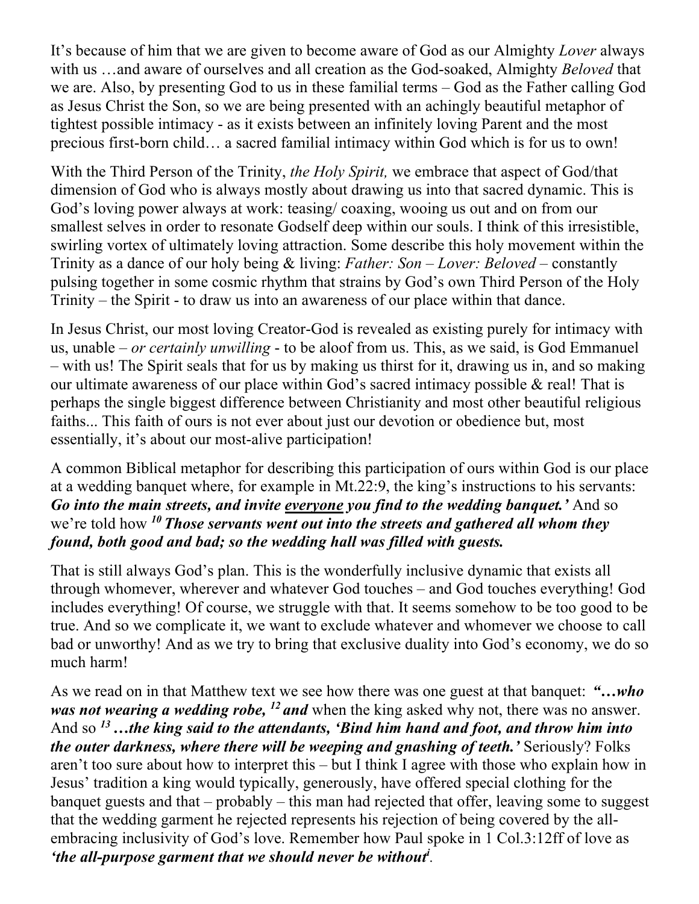It's because of him that we are given to become aware of God as our Almighty *Lover* always with us …and aware of ourselves and all creation as the God-soaked, Almighty *Beloved* that we are. Also, by presenting God to us in these familial terms – God as the Father calling God as Jesus Christ the Son, so we are being presented with an achingly beautiful metaphor of tightest possible intimacy - as it exists between an infinitely loving Parent and the most precious first-born child… a sacred familial intimacy within God which is for us to own!

With the Third Person of the Trinity, *the Holy Spirit,* we embrace that aspect of God/that dimension of God who is always mostly about drawing us into that sacred dynamic. This is God's loving power always at work: teasing/ coaxing, wooing us out and on from our smallest selves in order to resonate Godself deep within our souls. I think of this irresistible, swirling vortex of ultimately loving attraction. Some describe this holy movement within the Trinity as a dance of our holy being & living: *Father: Son – Lover: Beloved* – constantly pulsing together in some cosmic rhythm that strains by God's own Third Person of the Holy Trinity – the Spirit - to draw us into an awareness of our place within that dance.

In Jesus Christ, our most loving Creator-God is revealed as existing purely for intimacy with us, unable – *or certainly unwilling* - to be aloof from us. This, as we said, is God Emmanuel – with us! The Spirit seals that for us by making us thirst for it, drawing us in, and so making our ultimate awareness of our place within God's sacred intimacy possible & real! That is perhaps the single biggest difference between Christianity and most other beautiful religious faiths... This faith of ours is not ever about just our devotion or obedience but, most essentially, it's about our most-alive participation!

A common Biblical metaphor for describing this participation of ours within God is our place at a wedding banquet where, for example in Mt.22:9, the king's instructions to his servants: ***Go into the main streets, and invite <u>everyone</u> you find to the wedding banquet.'*** And so we're told how ***10 Those servants went out into the streets and gathered all whom they found, both good and bad; so the wedding hall was filled with guests.***

That is still always God's plan. This is the wonderfully inclusive dynamic that exists all through whomever, wherever and whatever God touches – and God touches everything! God includes everything! Of course, we struggle with that. It seems somehow to be too good to be true. And so we complicate it, we want to exclude whatever and whomever we choose to call bad or unworthy! And as we try to bring that exclusive duality into God's economy, we do so much harm!

As we read on in that Matthew text we see how there was one guest at that banquet: ***"…who was not wearing a wedding robe, 12 and*** when the king asked why not, there was no answer. And so ***13 …the king said to the attendants, 'Bind him hand and foot, and throw him into the outer darkness, where there will be weeping and gnashing of teeth.'*** Seriously? Folks aren't too sure about how to interpret this – but I think I agree with those who explain how in Jesus' tradition a king would typically, generously, have offered special clothing for the banquet guests and that – probably – this man had rejected that offer, leaving some to suggest that the wedding garment he rejected represents his rejection of being covered by the all-embracing inclusivity of God's love. Remember how Paul spoke in 1 Col.3:12ff of love as ***'the all-purpose garment that we should never be without***[i].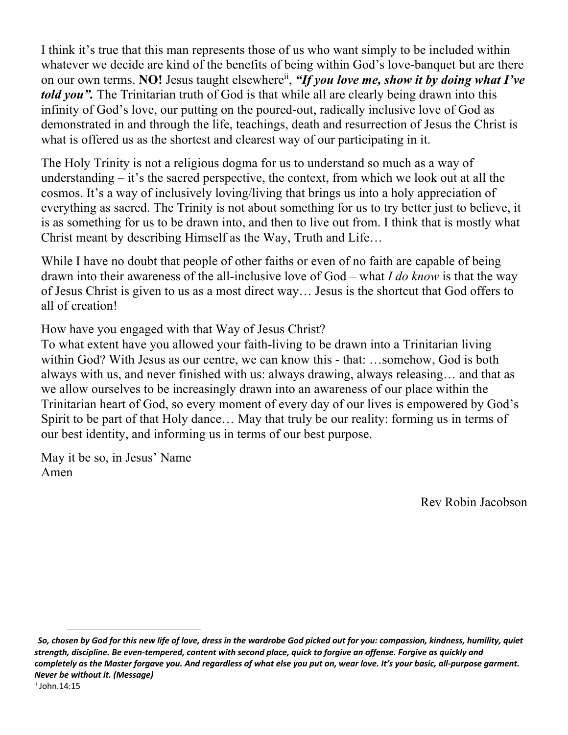I think it's true that this man represents those of us who want simply to be included within whatever we decide are kind of the benefits of being within God's love-banquet but are there on our own terms. **NO!** Jesus taught elsewhere[ii], ***"If you love me, show it by doing what I've told you".*** The Trinitarian truth of God is that while all are clearly being drawn into this infinity of God's love, our putting on the poured-out, radically inclusive love of God as demonstrated in and through the life, teachings, death and resurrection of Jesus the Christ is what is offered us as the shortest and clearest way of our participating in it.

The Holy Trinity is not a religious dogma for us to understand so much as a way of understanding – it's the sacred perspective, the context, from which we look out at all the cosmos. It's a way of inclusively loving/living that brings us into a holy appreciation of everything as sacred. The Trinity is not about something for us to try better just to believe, it is as something for us to be drawn into, and then to live out from. I think that is mostly what Christ meant by describing Himself as the Way, Truth and Life…

While I have no doubt that people of other faiths or even of no faith are capable of being drawn into their awareness of the all-inclusive love of God – what <u>*I do know*</u> is that the way of Jesus Christ is given to us as a most direct way… Jesus is the shortcut that God offers to all of creation!

How have you engaged with that Way of Jesus Christ?
To what extent have you allowed your faith-living to be drawn into a Trinitarian living within God? With Jesus as our centre, we can know this - that: …somehow, God is both always with us, and never finished with us: always drawing, always releasing… and that as we allow ourselves to be increasingly drawn into an awareness of our place within the Trinitarian heart of God, so every moment of every day of our lives is empowered by God's Spirit to be part of that Holy dance… May that truly be our reality: forming us in terms of our best identity, and informing us in terms of our best purpose.

May it be so, in Jesus' Name
Amen

Rev Robin Jacobson

---

[i] ***So, chosen by God for this new life of love, dress in the wardrobe God picked out for you: compassion, kindness, humility, quiet strength, discipline. Be even-tempered, content with second place, quick to forgive an offense. Forgive as quickly and completely as the Master forgave you. And regardless of what else you put on, wear love. It's your basic, all-purpose garment. Never be without it. (Message)***

[ii] John.14:15